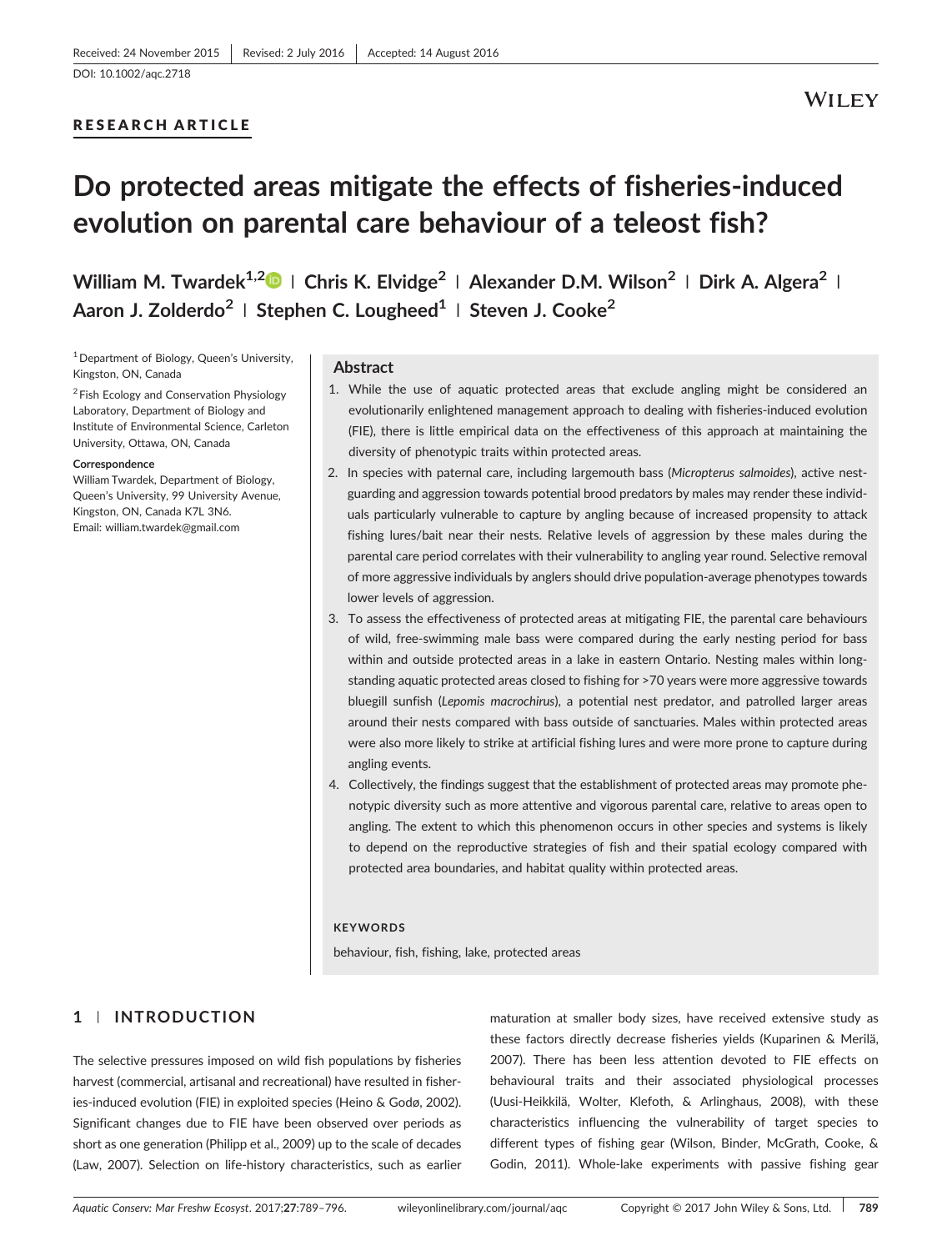Received: 24 November 2015 | Revised: 2 July 2016 | Accepted: 14 August 2016

DOI: 10.1002/aqc.2718

RESEARCH ARTICLE

# Do protected areas mitigate the effects of fisheries-induced evolution on parental care behaviour of a teleost fish?

William M. Twardek[1,2] | Chris K. Elvidge[2] | Alexander D.M. Wilson[2] | Dirk A. Algera[2] | Aaron J. Zolderdo[2] | Stephen C. Lougheed[1] | Steven J. Cooke[2]

[1] Department of Biology, Queen's University, Kingston, ON, Canada

[2] Fish Ecology and Conservation Physiology Laboratory, Department of Biology and Institute of Environmental Science, Carleton University, Ottawa, ON, Canada

**Correspondence**
William Twardek, Department of Biology, Queen's University, 99 University Avenue, Kingston, ON, Canada K7L 3N6.
Email: william.twardek@gmail.com

## Abstract

1. While the use of aquatic protected areas that exclude angling might be considered an evolutionarily enlightened management approach to dealing with fisheries-induced evolution (FIE), there is little empirical data on the effectiveness of this approach at maintaining the diversity of phenotypic traits within protected areas.
2. In species with paternal care, including largemouth bass (*Micropterus salmoides*), active nest-guarding and aggression towards potential brood predators by males may render these individuals particularly vulnerable to capture by angling because of increased propensity to attack fishing lures/bait near their nests. Relative levels of aggression by these males during the parental care period correlates with their vulnerability to angling year round. Selective removal of more aggressive individuals by anglers should drive population-average phenotypes towards lower levels of aggression.
3. To assess the effectiveness of protected areas at mitigating FIE, the parental care behaviours of wild, free-swimming male bass were compared during the early nesting period for bass within and outside protected areas in a lake in eastern Ontario. Nesting males within long-standing aquatic protected areas closed to fishing for >70 years were more aggressive towards bluegill sunfish (*Lepomis macrochirus*), a potential nest predator, and patrolled larger areas around their nests compared with bass outside of sanctuaries. Males within protected areas were also more likely to strike at artificial fishing lures and were more prone to capture during angling events.
4. Collectively, the findings suggest that the establishment of protected areas may promote phenotypic diversity such as more attentive and vigorous parental care, relative to areas open to angling. The extent to which this phenomenon occurs in other species and systems is likely to depend on the reproductive strategies of fish and their spatial ecology compared with protected area boundaries, and habitat quality within protected areas.

**KEYWORDS**

behaviour, fish, fishing, lake, protected areas

## 1 | INTRODUCTION

The selective pressures imposed on wild fish populations by fisheries harvest (commercial, artisanal and recreational) have resulted in fisheries-induced evolution (FIE) in exploited species (Heino & Godø, 2002). Significant changes due to FIE have been observed over periods as short as one generation (Philipp et al., 2009) up to the scale of decades (Law, 2007). Selection on life-history characteristics, such as earlier maturation at smaller body sizes, have received extensive study as these factors directly decrease fisheries yields (Kuparinen & Merilä, 2007). There has been less attention devoted to FIE effects on behavioural traits and their associated physiological processes (Uusi-Heikkilä, Wolter, Klefoth, & Arlinghaus, 2008), with these characteristics influencing the vulnerability of target species to different types of fishing gear (Wilson, Binder, McGrath, Cooke, & Godin, 2011). Whole-lake experiments with passive fishing gear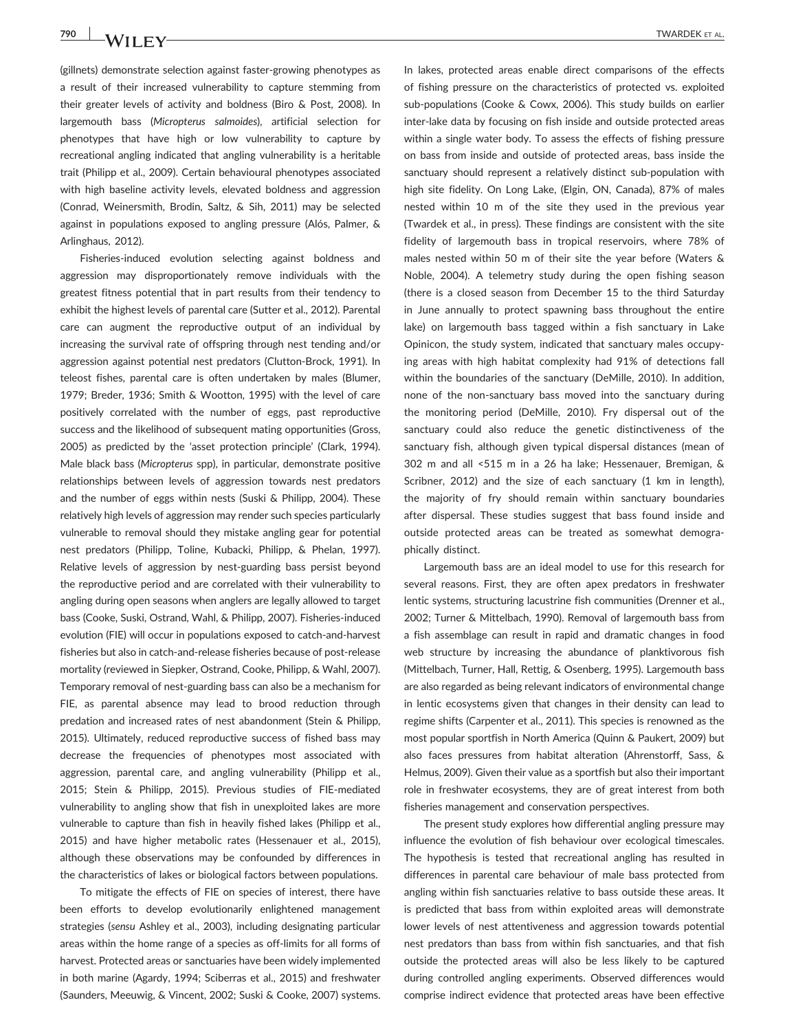(gillnets) demonstrate selection against faster-growing phenotypes as a result of their increased vulnerability to capture stemming from their greater levels of activity and boldness (Biro & Post, 2008). In largemouth bass (*Micropterus salmoides*), artificial selection for phenotypes that have high or low vulnerability to capture by recreational angling indicated that angling vulnerability is a heritable trait (Philipp et al., 2009). Certain behavioural phenotypes associated with high baseline activity levels, elevated boldness and aggression (Conrad, Weinersmith, Brodin, Saltz, & Sih, 2011) may be selected against in populations exposed to angling pressure (Alós, Palmer, & Arlinghaus, 2012).

Fisheries-induced evolution selecting against boldness and aggression may disproportionately remove individuals with the greatest fitness potential that in part results from their tendency to exhibit the highest levels of parental care (Sutter et al., 2012). Parental care can augment the reproductive output of an individual by increasing the survival rate of offspring through nest tending and/or aggression against potential nest predators (Clutton-Brock, 1991). In teleost fishes, parental care is often undertaken by males (Blumer, 1979; Breder, 1936; Smith & Wootton, 1995) with the level of care positively correlated with the number of eggs, past reproductive success and the likelihood of subsequent mating opportunities (Gross, 2005) as predicted by the 'asset protection principle' (Clark, 1994). Male black bass (*Micropterus* spp), in particular, demonstrate positive relationships between levels of aggression towards nest predators and the number of eggs within nests (Suski & Philipp, 2004). These relatively high levels of aggression may render such species particularly vulnerable to removal should they mistake angling gear for potential nest predators (Philipp, Toline, Kubacki, Philipp, & Phelan, 1997). Relative levels of aggression by nest-guarding bass persist beyond the reproductive period and are correlated with their vulnerability to angling during open seasons when anglers are legally allowed to target bass (Cooke, Suski, Ostrand, Wahl, & Philipp, 2007). Fisheries-induced evolution (FIE) will occur in populations exposed to catch-and-harvest fisheries but also in catch-and-release fisheries because of post-release mortality (reviewed in Siepker, Ostrand, Cooke, Philipp, & Wahl, 2007). Temporary removal of nest-guarding bass can also be a mechanism for FIE, as parental absence may lead to brood reduction through predation and increased rates of nest abandonment (Stein & Philipp, 2015). Ultimately, reduced reproductive success of fished bass may decrease the frequencies of phenotypes most associated with aggression, parental care, and angling vulnerability (Philipp et al., 2015; Stein & Philipp, 2015). Previous studies of FIE-mediated vulnerability to angling show that fish in unexploited lakes are more vulnerable to capture than fish in heavily fished lakes (Philipp et al., 2015) and have higher metabolic rates (Hessenauer et al., 2015), although these observations may be confounded by differences in the characteristics of lakes or biological factors between populations.

To mitigate the effects of FIE on species of interest, there have been efforts to develop evolutionarily enlightened management strategies (*sensu* Ashley et al., 2003), including designating particular areas within the home range of a species as off-limits for all forms of harvest. Protected areas or sanctuaries have been widely implemented in both marine (Agardy, 1994; Sciberras et al., 2015) and freshwater (Saunders, Meeuwig, & Vincent, 2002; Suski & Cooke, 2007) systems. In lakes, protected areas enable direct comparisons of the effects of fishing pressure on the characteristics of protected vs. exploited sub-populations (Cooke & Cowx, 2006). This study builds on earlier inter-lake data by focusing on fish inside and outside protected areas within a single water body. To assess the effects of fishing pressure on bass from inside and outside of protected areas, bass inside the sanctuary should represent a relatively distinct sub-population with high site fidelity. On Long Lake, (Elgin, ON, Canada), 87% of males nested within 10 m of the site they used in the previous year (Twardek et al., in press). These findings are consistent with the site fidelity of largemouth bass in tropical reservoirs, where 78% of males nested within 50 m of their site the year before (Waters & Noble, 2004). A telemetry study during the open fishing season (there is a closed season from December 15 to the third Saturday in June annually to protect spawning bass throughout the entire lake) on largemouth bass tagged within a fish sanctuary in Lake Opinicon, the study system, indicated that sanctuary males occupying areas with high habitat complexity had 91% of detections fall within the boundaries of the sanctuary (DeMille, 2010). In addition, none of the non-sanctuary bass moved into the sanctuary during the monitoring period (DeMille, 2010). Fry dispersal out of the sanctuary could also reduce the genetic distinctiveness of the sanctuary fish, although given typical dispersal distances (mean of 302 m and all <515 m in a 26 ha lake; Hessenauer, Bremigan, & Scribner, 2012) and the size of each sanctuary (1 km in length), the majority of fry should remain within sanctuary boundaries after dispersal. These studies suggest that bass found inside and outside protected areas can be treated as somewhat demographically distinct.

Largemouth bass are an ideal model to use for this research for several reasons. First, they are often apex predators in freshwater lentic systems, structuring lacustrine fish communities (Drenner et al., 2002; Turner & Mittelbach, 1990). Removal of largemouth bass from a fish assemblage can result in rapid and dramatic changes in food web structure by increasing the abundance of planktivorous fish (Mittelbach, Turner, Hall, Rettig, & Osenberg, 1995). Largemouth bass are also regarded as being relevant indicators of environmental change in lentic ecosystems given that changes in their density can lead to regime shifts (Carpenter et al., 2011). This species is renowned as the most popular sportfish in North America (Quinn & Paukert, 2009) but also faces pressures from habitat alteration (Ahrenstorff, Sass, & Helmus, 2009). Given their value as a sportfish but also their important role in freshwater ecosystems, they are of great interest from both fisheries management and conservation perspectives.

The present study explores how differential angling pressure may influence the evolution of fish behaviour over ecological timescales. The hypothesis is tested that recreational angling has resulted in differences in parental care behaviour of male bass protected from angling within fish sanctuaries relative to bass outside these areas. It is predicted that bass from within exploited areas will demonstrate lower levels of nest attentiveness and aggression towards potential nest predators than bass from within fish sanctuaries, and that fish outside the protected areas will also be less likely to be captured during controlled angling experiments. Observed differences would comprise indirect evidence that protected areas have been effective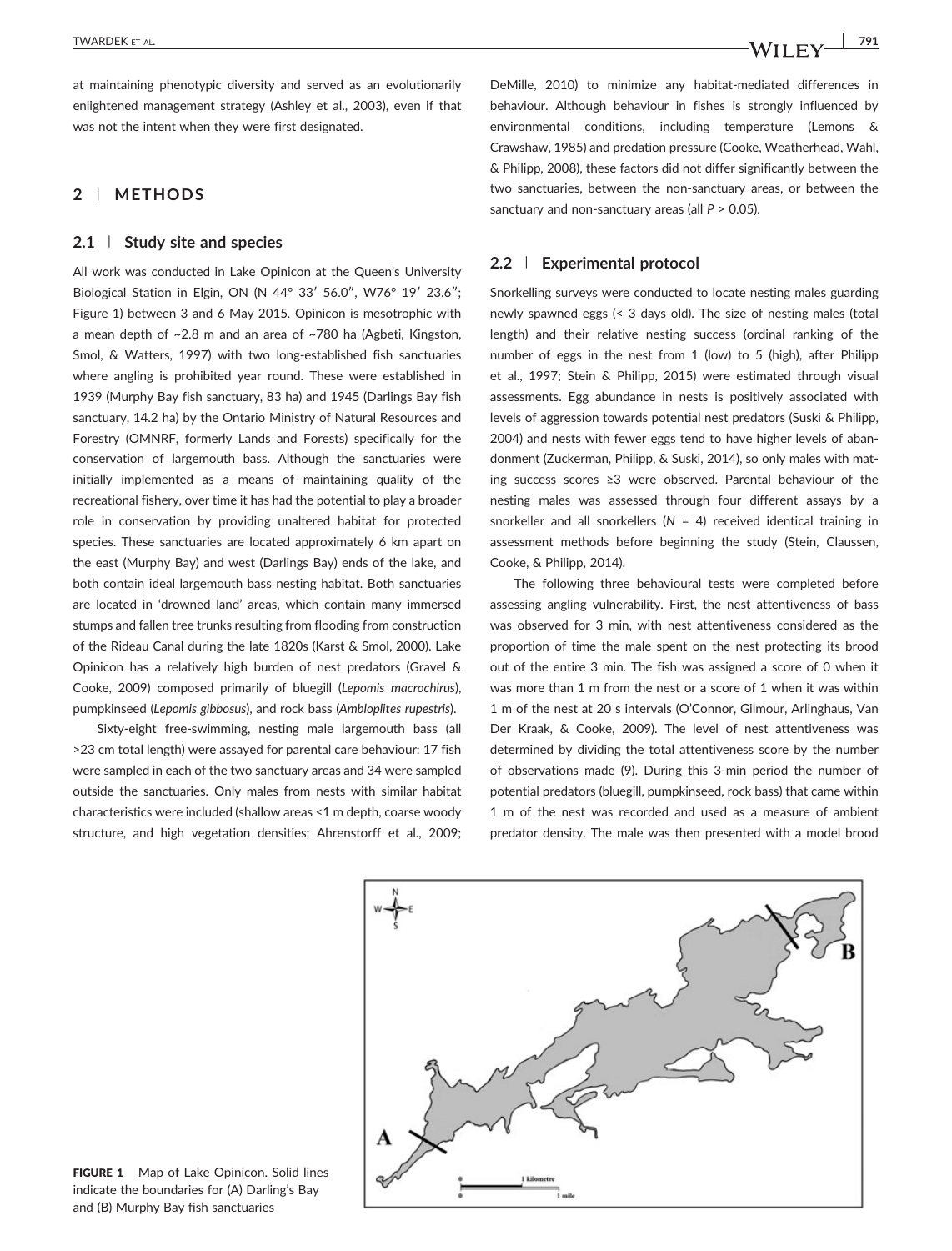at maintaining phenotypic diversity and served as an evolutionarily enlightened management strategy (Ashley et al., 2003), even if that was not the intent when they were first designated.

## 2 | METHODS

### 2.1 | Study site and species

All work was conducted in Lake Opinicon at the Queen's University Biological Station in Elgin, ON (N 44° 33′ 56.0″, W76° 19′ 23.6″; Figure 1) between 3 and 6 May 2015. Opinicon is mesotrophic with a mean depth of ~2.8 m and an area of ~780 ha (Agbeti, Kingston, Smol, & Watters, 1997) with two long-established fish sanctuaries where angling is prohibited year round. These were established in 1939 (Murphy Bay fish sanctuary, 83 ha) and 1945 (Darlings Bay fish sanctuary, 14.2 ha) by the Ontario Ministry of Natural Resources and Forestry (OMNRF, formerly Lands and Forests) specifically for the conservation of largemouth bass. Although the sanctuaries were initially implemented as a means of maintaining quality of the recreational fishery, over time it has had the potential to play a broader role in conservation by providing unaltered habitat for protected species. These sanctuaries are located approximately 6 km apart on the east (Murphy Bay) and west (Darlings Bay) ends of the lake, and both contain ideal largemouth bass nesting habitat. Both sanctuaries are located in 'drowned land' areas, which contain many immersed stumps and fallen tree trunks resulting from flooding from construction of the Rideau Canal during the late 1820s (Karst & Smol, 2000). Lake Opinicon has a relatively high burden of nest predators (Gravel & Cooke, 2009) composed primarily of bluegill (*Lepomis macrochirus*), pumpkinseed (*Lepomis gibbosus*), and rock bass (*Ambloplites rupestris*).

Sixty-eight free-swimming, nesting male largemouth bass (all >23 cm total length) were assayed for parental care behaviour: 17 fish were sampled in each of the two sanctuary areas and 34 were sampled outside the sanctuaries. Only males from nests with similar habitat characteristics were included (shallow areas <1 m depth, coarse woody structure, and high vegetation densities; Ahrenstorff et al., 2009; DeMille, 2010) to minimize any habitat-mediated differences in behaviour. Although behaviour in fishes is strongly influenced by environmental conditions, including temperature (Lemons & Crawshaw, 1985) and predation pressure (Cooke, Weatherhead, Wahl, & Philipp, 2008), these factors did not differ significantly between the two sanctuaries, between the non-sanctuary areas, or between the sanctuary and non-sanctuary areas (all $P > 0.05$).

### 2.2 | Experimental protocol

Snorkelling surveys were conducted to locate nesting males guarding newly spawned eggs (< 3 days old). The size of nesting males (total length) and their relative nesting success (ordinal ranking of the number of eggs in the nest from 1 (low) to 5 (high), after Philipp et al., 1997; Stein & Philipp, 2015) were estimated through visual assessments. Egg abundance in nests is positively associated with levels of aggression towards potential nest predators (Suski & Philipp, 2004) and nests with fewer eggs tend to have higher levels of abandonment (Zuckerman, Philipp, & Suski, 2014), so only males with mating success scores ≥3 were observed. Parental behaviour of the nesting males was assessed through four different assays by a snorkeller and all snorkellers ($N = 4$) received identical training in assessment methods before beginning the study (Stein, Claussen, Cooke, & Philipp, 2014).

The following three behavioural tests were completed before assessing angling vulnerability. First, the nest attentiveness of bass was observed for 3 min, with nest attentiveness considered as the proportion of time the male spent on the nest protecting its brood out of the entire 3 min. The fish was assigned a score of 0 when it was more than 1 m from the nest or a score of 1 when it was within 1 m of the nest at 20 s intervals (O'Connor, Gilmour, Arlinghaus, Van Der Kraak, & Cooke, 2009). The level of nest attentiveness was determined by dividing the total attentiveness score by the number of observations made (9). During this 3-min period the number of potential predators (bluegill, pumpkinseed, rock bass) that came within 1 m of the nest was recorded and used as a measure of ambient predator density. The male was then presented with a model brood

**FIGURE 1** Map of Lake Opinicon. Solid lines indicate the boundaries for (A) Darling's Bay and (B) Murphy Bay fish sanctuaries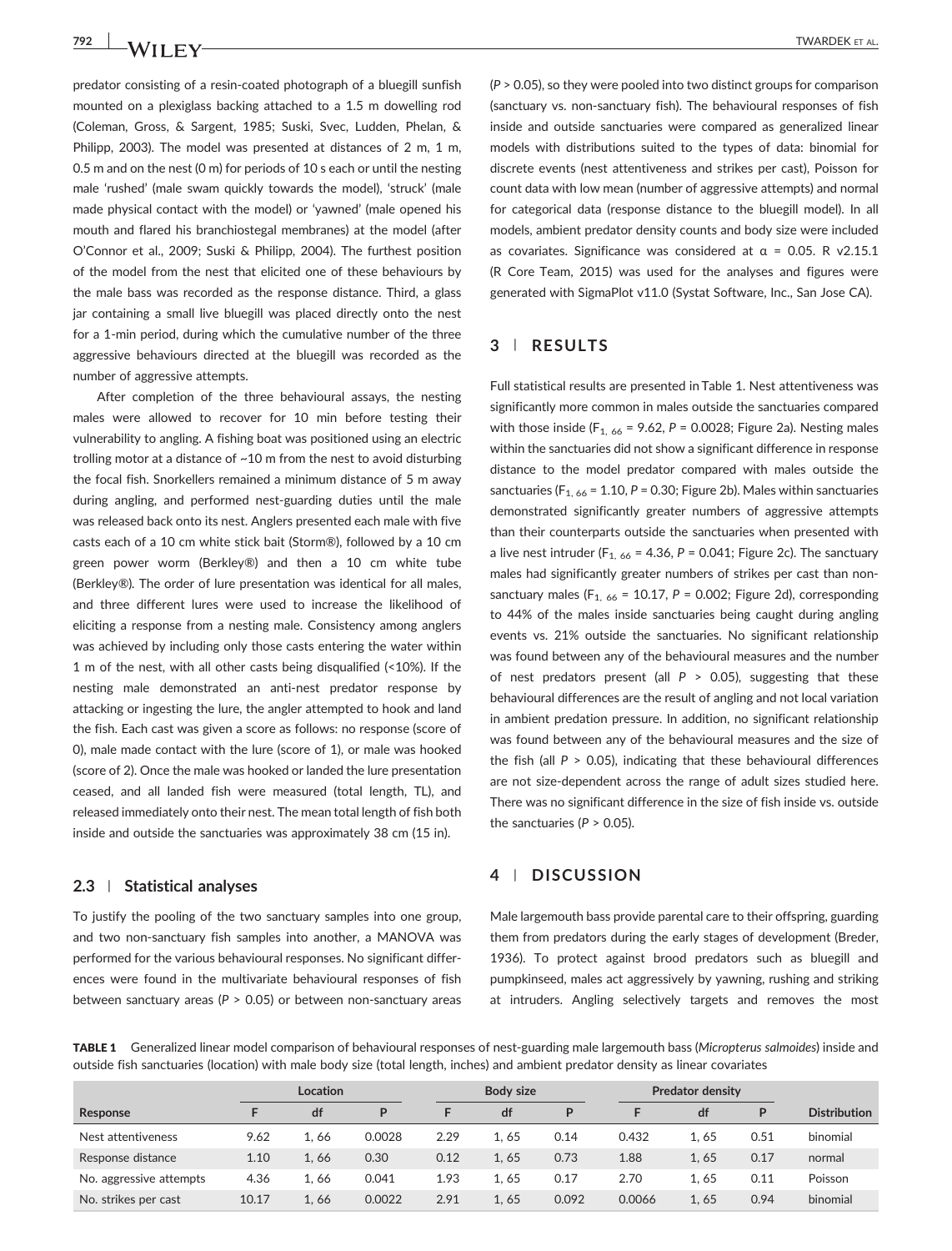predator consisting of a resin-coated photograph of a bluegill sunfish mounted on a plexiglass backing attached to a 1.5 m dowelling rod (Coleman, Gross, & Sargent, 1985; Suski, Svec, Ludden, Phelan, & Philipp, 2003). The model was presented at distances of 2 m, 1 m, 0.5 m and on the nest (0 m) for periods of 10 s each or until the nesting male 'rushed' (male swam quickly towards the model), 'struck' (male made physical contact with the model) or 'yawned' (male opened his mouth and flared his branchiostegal membranes) at the model (after O'Connor et al., 2009; Suski & Philipp, 2004). The furthest position of the model from the nest that elicited one of these behaviours by the male bass was recorded as the response distance. Third, a glass jar containing a small live bluegill was placed directly onto the nest for a 1-min period, during which the cumulative number of the three aggressive behaviours directed at the bluegill was recorded as the number of aggressive attempts.

After completion of the three behavioural assays, the nesting males were allowed to recover for 10 min before testing their vulnerability to angling. A fishing boat was positioned using an electric trolling motor at a distance of ~10 m from the nest to avoid disturbing the focal fish. Snorkellers remained a minimum distance of 5 m away during angling, and performed nest-guarding duties until the male was released back onto its nest. Anglers presented each male with five casts each of a 10 cm white stick bait (Storm®), followed by a 10 cm green power worm (Berkley®) and then a 10 cm white tube (Berkley®). The order of lure presentation was identical for all males, and three different lures were used to increase the likelihood of eliciting a response from a nesting male. Consistency among anglers was achieved by including only those casts entering the water within 1 m of the nest, with all other casts being disqualified (<10%). If the nesting male demonstrated an anti-nest predator response by attacking or ingesting the lure, the angler attempted to hook and land the fish. Each cast was given a score as follows: no response (score of 0), male made contact with the lure (score of 1), or male was hooked (score of 2). Once the male was hooked or landed the lure presentation ceased, and all landed fish were measured (total length, TL), and released immediately onto their nest. The mean total length of fish both inside and outside the sanctuaries was approximately 38 cm (15 in).

### 2.3 | Statistical analyses

To justify the pooling of the two sanctuary samples into one group, and two non-sanctuary fish samples into another, a MANOVA was performed for the various behavioural responses. No significant differences were found in the multivariate behavioural responses of fish between sanctuary areas ($P > 0.05$) or between non-sanctuary areas ($P > 0.05$), so they were pooled into two distinct groups for comparison (sanctuary vs. non-sanctuary fish). The behavioural responses of fish inside and outside sanctuaries were compared as generalized linear models with distributions suited to the types of data: binomial for discrete events (nest attentiveness and strikes per cast), Poisson for count data with low mean (number of aggressive attempts) and normal for categorical data (response distance to the bluegill model). In all models, ambient predator density counts and body size were included as covariates. Significance was considered at $\alpha = 0.05$. R v2.15.1 (R Core Team, 2015) was used for the analyses and figures were generated with SigmaPlot v11.0 (Systat Software, Inc., San Jose CA).

## 3 | RESULTS

Full statistical results are presented in Table 1. Nest attentiveness was significantly more common in males outside the sanctuaries compared with those inside ($F_{1, 66} = 9.62$, $P = 0.0028$; Figure 2a). Nesting males within the sanctuaries did not show a significant difference in response distance to the model predator compared with males outside the sanctuaries ($F_{1, 66} = 1.10$, $P = 0.30$; Figure 2b). Males within sanctuaries demonstrated significantly greater numbers of aggressive attempts than their counterparts outside the sanctuaries when presented with a live nest intruder ($F_{1, 66} = 4.36$, $P = 0.041$; Figure 2c). The sanctuary males had significantly greater numbers of strikes per cast than non-sanctuary males ($F_{1, 66} = 10.17$, $P = 0.002$; Figure 2d), corresponding to 44% of the males inside sanctuaries being caught during angling events vs. 21% outside the sanctuaries. No significant relationship was found between any of the behavioural measures and the number of nest predators present (all $P > 0.05$), suggesting that these behavioural differences are the result of angling and not local variation in ambient predation pressure. In addition, no significant relationship was found between any of the behavioural measures and the size of the fish (all $P > 0.05$), indicating that these behavioural differences are not size-dependent across the range of adult sizes studied here. There was no significant difference in the size of fish inside vs. outside the sanctuaries ($P > 0.05$).

## 4 | DISCUSSION

Male largemouth bass provide parental care to their offspring, guarding them from predators during the early stages of development (Breder, 1936). To protect against brood predators such as bluegill and pumpkinseed, males act aggressively by yawning, rushing and striking at intruders. Angling selectively targets and removes the most

**TABLE 1** Generalized linear model comparison of behavioural responses of nest-guarding male largemouth bass (*Micropterus salmoides*) inside and outside fish sanctuaries (location) with male body size (total length, inches) and ambient predator density as linear covariates

| | Location | | | Body size | | | Predator density | | | |
|---|---|---|---|---|---|---|---|---|---|---|
| Response | F | df | P | F | df | P | F | df | P | Distribution |
| Nest attentiveness | 9.62 | 1, 66 | 0.0028 | 2.29 | 1, 65 | 0.14 | 0.432 | 1, 65 | 0.51 | binomial |
| Response distance | 1.10 | 1, 66 | 0.30 | 0.12 | 1, 65 | 0.73 | 1.88 | 1, 65 | 0.17 | normal |
| No. aggressive attempts | 4.36 | 1, 66 | 0.041 | 1.93 | 1, 65 | 0.17 | 2.70 | 1, 65 | 0.11 | Poisson |
| No. strikes per cast | 10.17 | 1, 66 | 0.0022 | 2.91 | 1, 65 | 0.092 | 0.0066 | 1, 65 | 0.94 | binomial |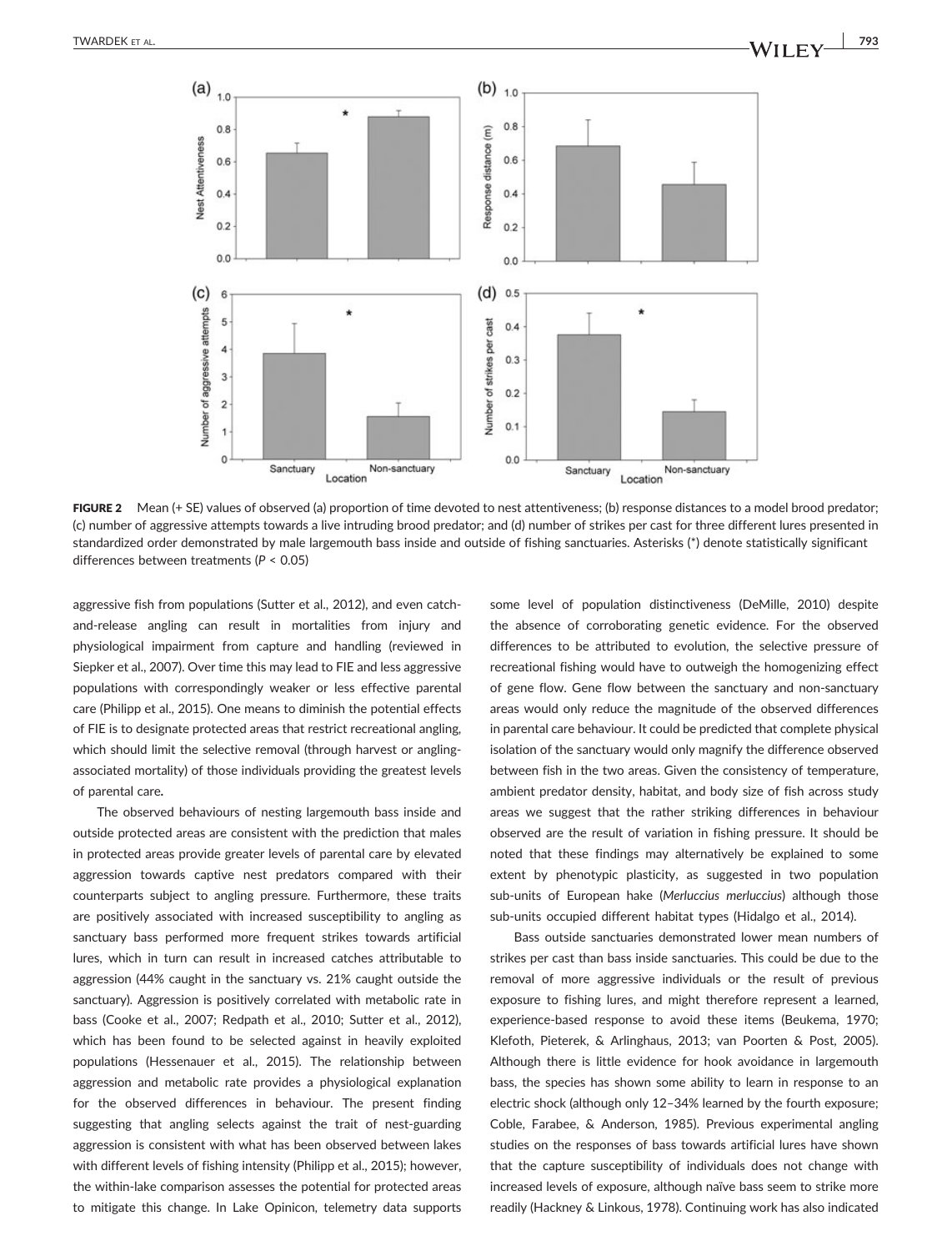FIGURE 2 Mean (+ SE) values of observed (a) proportion of time devoted to nest attentiveness; (b) response distances to a model brood predator; (c) number of aggressive attempts towards a live intruding brood predator; and (d) number of strikes per cast for three different lures presented in standardized order demonstrated by male largemouth bass inside and outside of fishing sanctuaries. Asterisks (*) denote statistically significant differences between treatments ($P < 0.05$)

aggressive fish from populations (Sutter et al., 2012), and even catch-and-release angling can result in mortalities from injury and physiological impairment from capture and handling (reviewed in Siepker et al., 2007). Over time this may lead to FIE and less aggressive populations with correspondingly weaker or less effective parental care (Philipp et al., 2015). One means to diminish the potential effects of FIE is to designate protected areas that restrict recreational angling, which should limit the selective removal (through harvest or angling-associated mortality) of those individuals providing the greatest levels of parental care.

The observed behaviours of nesting largemouth bass inside and outside protected areas are consistent with the prediction that males in protected areas provide greater levels of parental care by elevated aggression towards captive nest predators compared with their counterparts subject to angling pressure. Furthermore, these traits are positively associated with increased susceptibility to angling as sanctuary bass performed more frequent strikes towards artificial lures, which in turn can result in increased catches attributable to aggression (44% caught in the sanctuary vs. 21% caught outside the sanctuary). Aggression is positively correlated with metabolic rate in bass (Cooke et al., 2007; Redpath et al., 2010; Sutter et al., 2012), which has been found to be selected against in heavily exploited populations (Hessenauer et al., 2015). The relationship between aggression and metabolic rate provides a physiological explanation for the observed differences in behaviour. The present finding suggesting that angling selects against the trait of nest-guarding aggression is consistent with what has been observed between lakes with different levels of fishing intensity (Philipp et al., 2015); however, the within-lake comparison assesses the potential for protected areas to mitigate this change. In Lake Opinicon, telemetry data supports some level of population distinctiveness (DeMille, 2010) despite the absence of corroborating genetic evidence. For the observed differences to be attributed to evolution, the selective pressure of recreational fishing would have to outweigh the homogenizing effect of gene flow. Gene flow between the sanctuary and non-sanctuary areas would only reduce the magnitude of the observed differences in parental care behaviour. It could be predicted that complete physical isolation of the sanctuary would only magnify the difference observed between fish in the two areas. Given the consistency of temperature, ambient predator density, habitat, and body size of fish across study areas we suggest that the rather striking differences in behaviour observed are the result of variation in fishing pressure. It should be noted that these findings may alternatively be explained to some extent by phenotypic plasticity, as suggested in two population sub-units of European hake (*Merluccius merluccius*) although those sub-units occupied different habitat types (Hidalgo et al., 2014).

Bass outside sanctuaries demonstrated lower mean numbers of strikes per cast than bass inside sanctuaries. This could be due to the removal of more aggressive individuals or the result of previous exposure to fishing lures, and might therefore represent a learned, experience-based response to avoid these items (Beukema, 1970; Klefoth, Pieterek, & Arlinghaus, 2013; van Poorten & Post, 2005). Although there is little evidence for hook avoidance in largemouth bass, the species has shown some ability to learn in response to an electric shock (although only 12–34% learned by the fourth exposure; Coble, Farabee, & Anderson, 1985). Previous experimental angling studies on the responses of bass towards artificial lures have shown that the capture susceptibility of individuals does not change with increased levels of exposure, although naïve bass seem to strike more readily (Hackney & Linkous, 1978). Continuing work has also indicated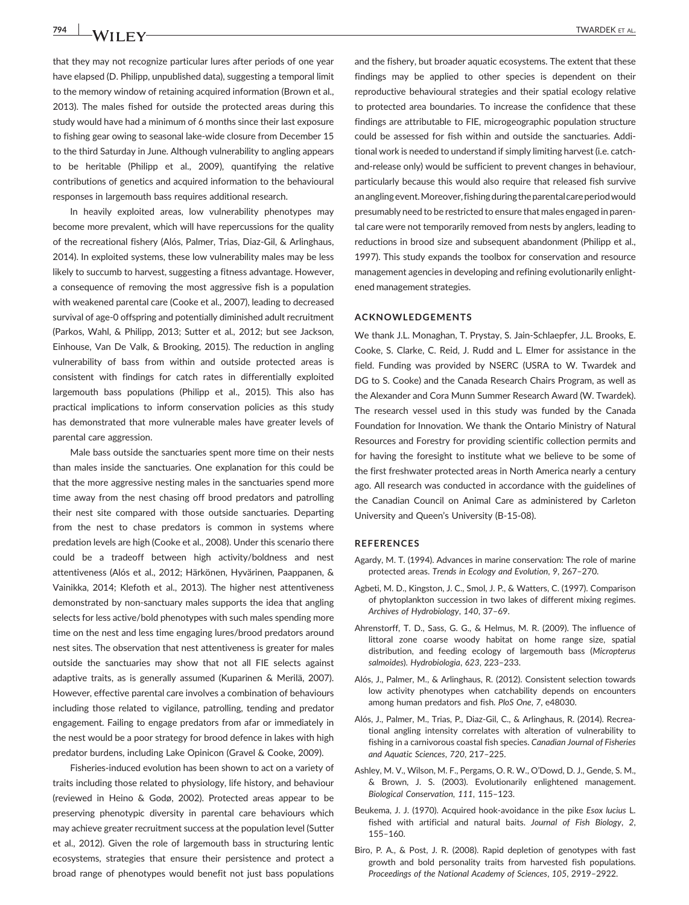that they may not recognize particular lures after periods of one year have elapsed (D. Philipp, unpublished data), suggesting a temporal limit to the memory window of retaining acquired information (Brown et al., 2013). The males fished for outside the protected areas during this study would have had a minimum of 6 months since their last exposure to fishing gear owing to seasonal lake-wide closure from December 15 to the third Saturday in June. Although vulnerability to angling appears to be heritable (Philipp et al., 2009), quantifying the relative contributions of genetics and acquired information to the behavioural responses in largemouth bass requires additional research.

In heavily exploited areas, low vulnerability phenotypes may become more prevalent, which will have repercussions for the quality of the recreational fishery (Alós, Palmer, Trias, Diaz-Gil, & Arlinghaus, 2014). In exploited systems, these low vulnerability males may be less likely to succumb to harvest, suggesting a fitness advantage. However, a consequence of removing the most aggressive fish is a population with weakened parental care (Cooke et al., 2007), leading to decreased survival of age-0 offspring and potentially diminished adult recruitment (Parkos, Wahl, & Philipp, 2013; Sutter et al., 2012; but see Jackson, Einhouse, Van De Valk, & Brooking, 2015). The reduction in angling vulnerability of bass from within and outside protected areas is consistent with findings for catch rates in differentially exploited largemouth bass populations (Philipp et al., 2015). This also has practical implications to inform conservation policies as this study has demonstrated that more vulnerable males have greater levels of parental care aggression.

Male bass outside the sanctuaries spent more time on their nests than males inside the sanctuaries. One explanation for this could be that the more aggressive nesting males in the sanctuaries spend more time away from the nest chasing off brood predators and patrolling their nest site compared with those outside sanctuaries. Departing from the nest to chase predators is common in systems where predation levels are high (Cooke et al., 2008). Under this scenario there could be a tradeoff between high activity/boldness and nest attentiveness (Alós et al., 2012; Härkönen, Hyvärinen, Paappanen, & Vainikka, 2014; Klefoth et al., 2013). The higher nest attentiveness demonstrated by non-sanctuary males supports the idea that angling selects for less active/bold phenotypes with such males spending more time on the nest and less time engaging lures/brood predators around nest sites. The observation that nest attentiveness is greater for males outside the sanctuaries may show that not all FIE selects against adaptive traits, as is generally assumed (Kuparinen & Merilä, 2007). However, effective parental care involves a combination of behaviours including those related to vigilance, patrolling, tending and predator engagement. Failing to engage predators from afar or immediately in the nest would be a poor strategy for brood defence in lakes with high predator burdens, including Lake Opinicon (Gravel & Cooke, 2009).

Fisheries-induced evolution has been shown to act on a variety of traits including those related to physiology, life history, and behaviour (reviewed in Heino & Godø, 2002). Protected areas appear to be preserving phenotypic diversity in parental care behaviours which may achieve greater recruitment success at the population level (Sutter et al., 2012). Given the role of largemouth bass in structuring lentic ecosystems, strategies that ensure their persistence and protect a broad range of phenotypes would benefit not just bass populations and the fishery, but broader aquatic ecosystems. The extent that these findings may be applied to other species is dependent on their reproductive behavioural strategies and their spatial ecology relative to protected area boundaries. To increase the confidence that these findings are attributable to FIE, microgeographic population structure could be assessed for fish within and outside the sanctuaries. Additional work is needed to understand if simply limiting harvest (i.e. catch-and-release only) would be sufficient to prevent changes in behaviour, particularly because this would also require that released fish survive an angling event. Moreover, fishing during the parental care period would presumably need to be restricted to ensure that males engaged in parental care were not temporarily removed from nests by anglers, leading to reductions in brood size and subsequent abandonment (Philipp et al., 1997). This study expands the toolbox for conservation and resource management agencies in developing and refining evolutionarily enlightened management strategies.

## ACKNOWLEDGEMENTS

We thank J.L. Monaghan, T. Prystay, S. Jain-Schlaepfer, J.L. Brooks, E. Cooke, S. Clarke, C. Reid, J. Rudd and L. Elmer for assistance in the field. Funding was provided by NSERC (USRA to W. Twardek and DG to S. Cooke) and the Canada Research Chairs Program, as well as the Alexander and Cora Munn Summer Research Award (W. Twardek). The research vessel used in this study was funded by the Canada Foundation for Innovation. We thank the Ontario Ministry of Natural Resources and Forestry for providing scientific collection permits and for having the foresight to institute what we believe to be some of the first freshwater protected areas in North America nearly a century ago. All research was conducted in accordance with the guidelines of the Canadian Council on Animal Care as administered by Carleton University and Queen's University (B-15-08).

## REFERENCES

Agardy, M. T. (1994). Advances in marine conservation: The role of marine protected areas. *Trends in Ecology and Evolution*, *9*, 267–270.

Agbeti, M. D., Kingston, J. C., Smol, J. P., & Watters, C. (1997). Comparison of phytoplankton succession in two lakes of different mixing regimes. *Archives of Hydrobiology*, *140*, 37–69.

Ahrenstorff, T. D., Sass, G. G., & Helmus, M. R. (2009). The influence of littoral zone coarse woody habitat on home range size, spatial distribution, and feeding ecology of largemouth bass (*Micropterus salmoides*). *Hydrobiologia*, *623*, 223–233.

Alós, J., Palmer, M., & Arlinghaus, R. (2012). Consistent selection towards low activity phenotypes when catchability depends on encounters among human predators and fish. *PloS One*, *7*, e48030.

Alós, J., Palmer, M., Trias, P., Diaz-Gil, C., & Arlinghaus, R. (2014). Recreational angling intensity correlates with alteration of vulnerability to fishing in a carnivorous coastal fish species. *Canadian Journal of Fisheries and Aquatic Sciences*, *720*, 217–225.

Ashley, M. V., Wilson, M. F., Pergams, O. R. W., O'Dowd, D. J., Gende, S. M., & Brown, J. S. (2003). Evolutionarily enlightened management. *Biological Conservation*, *111*, 115–123.

Beukema, J. J. (1970). Acquired hook-avoidance in the pike *Esox lucius* L. fished with artificial and natural baits. *Journal of Fish Biology*, *2*, 155–160.

Biro, P. A., & Post, J. R. (2008). Rapid depletion of genotypes with fast growth and bold personality traits from harvested fish populations. *Proceedings of the National Academy of Sciences*, *105*, 2919–2922.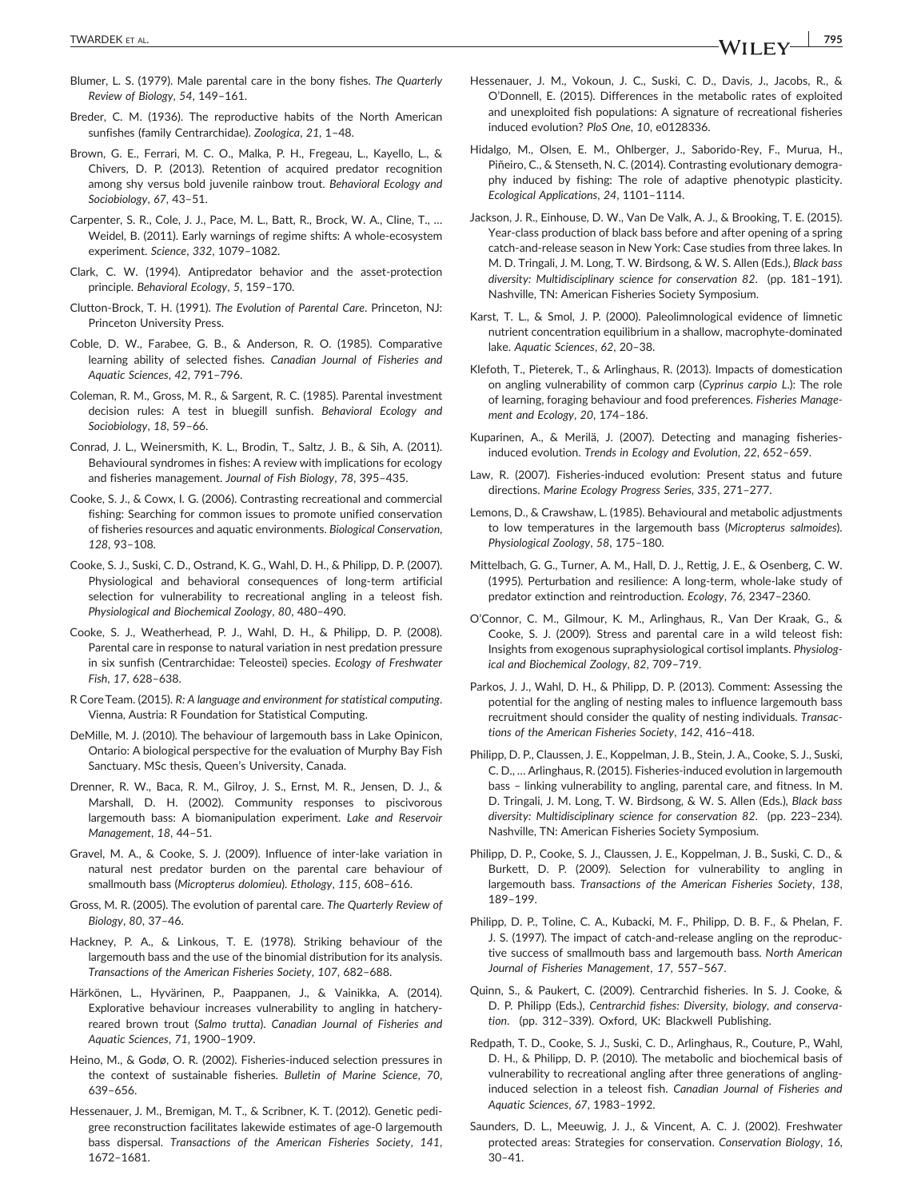Blumer, L. S. (1979). Male parental care in the bony fishes. *The Quarterly Review of Biology*, *54*, 149–161.

Breder, C. M. (1936). The reproductive habits of the North American sunfishes (family Centrarchidae). *Zoologica*, *21*, 1–48.

Brown, G. E., Ferrari, M. C. O., Malka, P. H., Fregeau, L., Kayello, L., & Chivers, D. P. (2013). Retention of acquired predator recognition among shy versus bold juvenile rainbow trout. *Behavioral Ecology and Sociobiology*, *67*, 43–51.

Carpenter, S. R., Cole, J. J., Pace, M. L., Batt, R., Brock, W. A., Cline, T., … Weidel, B. (2011). Early warnings of regime shifts: A whole-ecosystem experiment. *Science*, *332*, 1079–1082.

Clark, C. W. (1994). Antipredator behavior and the asset-protection principle. *Behavioral Ecology*, *5*, 159–170.

Clutton-Brock, T. H. (1991). *The Evolution of Parental Care*. Princeton, NJ: Princeton University Press.

Coble, D. W., Farabee, G. B., & Anderson, R. O. (1985). Comparative learning ability of selected fishes. *Canadian Journal of Fisheries and Aquatic Sciences*, *42*, 791–796.

Coleman, R. M., Gross, M. R., & Sargent, R. C. (1985). Parental investment decision rules: A test in bluegill sunfish. *Behavioral Ecology and Sociobiology*, *18*, 59–66.

Conrad, J. L., Weinersmith, K. L., Brodin, T., Saltz, J. B., & Sih, A. (2011). Behavioural syndromes in fishes: A review with implications for ecology and fisheries management. *Journal of Fish Biology*, *78*, 395–435.

Cooke, S. J., & Cowx, I. G. (2006). Contrasting recreational and commercial fishing: Searching for common issues to promote unified conservation of fisheries resources and aquatic environments. *Biological Conservation*, *128*, 93–108.

Cooke, S. J., Suski, C. D., Ostrand, K. G., Wahl, D. H., & Philipp, D. P. (2007). Physiological and behavioral consequences of long-term artificial selection for vulnerability to recreational angling in a teleost fish. *Physiological and Biochemical Zoology*, *80*, 480–490.

Cooke, S. J., Weatherhead, P. J., Wahl, D. H., & Philipp, D. P. (2008). Parental care in response to natural variation in nest predation pressure in six sunfish (Centrarchidae: Teleostei) species. *Ecology of Freshwater Fish*, *17*, 628–638.

R Core Team. (2015). *R: A language and environment for statistical computing*. Vienna, Austria: R Foundation for Statistical Computing.

DeMille, M. J. (2010). The behaviour of largemouth bass in Lake Opinicon, Ontario: A biological perspective for the evaluation of Murphy Bay Fish Sanctuary. MSc thesis, Queen's University, Canada.

Drenner, R. W., Baca, R. M., Gilroy, J. S., Ernst, M. R., Jensen, D. J., & Marshall, D. H. (2002). Community responses to piscivorous largemouth bass: A biomanipulation experiment. *Lake and Reservoir Management*, *18*, 44–51.

Gravel, M. A., & Cooke, S. J. (2009). Influence of inter-lake variation in natural nest predator burden on the parental care behaviour of smallmouth bass (*Micropterus dolomieu*). *Ethology*, *115*, 608–616.

Gross, M. R. (2005). The evolution of parental care. *The Quarterly Review of Biology*, *80*, 37–46.

Hackney, P. A., & Linkous, T. E. (1978). Striking behaviour of the largemouth bass and the use of the binomial distribution for its analysis. *Transactions of the American Fisheries Society*, *107*, 682–688.

Härkönen, L., Hyvärinen, P., Paappanen, J., & Vainikka, A. (2014). Explorative behaviour increases vulnerability to angling in hatchery-reared brown trout (*Salmo trutta*). *Canadian Journal of Fisheries and Aquatic Sciences*, *71*, 1900–1909.

Heino, M., & Godø, O. R. (2002). Fisheries-induced selection pressures in the context of sustainable fisheries. *Bulletin of Marine Science*, *70*, 639–656.

Hessenauer, J. M., Bremigan, M. T., & Scribner, K. T. (2012). Genetic pedigree reconstruction facilitates lakewide estimates of age-0 largemouth bass dispersal. *Transactions of the American Fisheries Society*, *141*, 1672–1681.

Hessenauer, J. M., Vokoun, J. C., Suski, C. D., Davis, J., Jacobs, R., & O'Donnell, E. (2015). Differences in the metabolic rates of exploited and unexploited fish populations: A signature of recreational fisheries induced evolution? *PloS One*, *10*, e0128336.

Hidalgo, M., Olsen, E. M., Ohlberger, J., Saborido-Rey, F., Murua, H., Piñeiro, C., & Stenseth, N. C. (2014). Contrasting evolutionary demography induced by fishing: The role of adaptive phenotypic plasticity. *Ecological Applications*, *24*, 1101–1114.

Jackson, J. R., Einhouse, D. W., Van De Valk, A. J., & Brooking, T. E. (2015). Year-class production of black bass before and after opening of a spring catch-and-release season in New York: Case studies from three lakes. In M. D. Tringali, J. M. Long, T. W. Birdsong, & W. S. Allen (Eds.), *Black bass diversity: Multidisciplinary science for conservation 82*. (pp. 181–191). Nashville, TN: American Fisheries Society Symposium.

Karst, T. L., & Smol, J. P. (2000). Paleolimnological evidence of limnetic nutrient concentration equilibrium in a shallow, macrophyte-dominated lake. *Aquatic Sciences*, *62*, 20–38.

Klefoth, T., Pieterek, T., & Arlinghaus, R. (2013). Impacts of domestication on angling vulnerability of common carp (*Cyprinus carpio L.*): The role of learning, foraging behaviour and food preferences. *Fisheries Management and Ecology*, *20*, 174–186.

Kuparinen, A., & Merilä, J. (2007). Detecting and managing fisheries-induced evolution. *Trends in Ecology and Evolution*, *22*, 652–659.

Law, R. (2007). Fisheries-induced evolution: Present status and future directions. *Marine Ecology Progress Series*, *335*, 271–277.

Lemons, D., & Crawshaw, L. (1985). Behavioural and metabolic adjustments to low temperatures in the largemouth bass (*Micropterus salmoides*). *Physiological Zoology*, *58*, 175–180.

Mittelbach, G. G., Turner, A. M., Hall, D. J., Rettig, J. E., & Osenberg, C. W. (1995). Perturbation and resilience: A long-term, whole-lake study of predator extinction and reintroduction. *Ecology*, *76*, 2347–2360.

O'Connor, C. M., Gilmour, K. M., Arlinghaus, R., Van Der Kraak, G., & Cooke, S. J. (2009). Stress and parental care in a wild teleost fish: Insights from exogenous supraphysiological cortisol implants. *Physiological and Biochemical Zoology*, *82*, 709–719.

Parkos, J. J., Wahl, D. H., & Philipp, D. P. (2013). Comment: Assessing the potential for the angling of nesting males to influence largemouth bass recruitment should consider the quality of nesting individuals. *Transactions of the American Fisheries Society*, *142*, 416–418.

Philipp, D. P., Claussen, J. E., Koppelman, J. B., Stein, J. A., Cooke, S. J., Suski, C. D., … Arlinghaus, R. (2015). Fisheries-induced evolution in largemouth bass – linking vulnerability to angling, parental care, and fitness. In M. D. Tringali, J. M. Long, T. W. Birdsong, & W. S. Allen (Eds.), *Black bass diversity: Multidisciplinary science for conservation 82*. (pp. 223–234). Nashville, TN: American Fisheries Society Symposium.

Philipp, D. P., Cooke, S. J., Claussen, J. E., Koppelman, J. B., Suski, C. D., & Burkett, D. P. (2009). Selection for vulnerability to angling in largemouth bass. *Transactions of the American Fisheries Society*, *138*, 189–199.

Philipp, D. P., Toline, C. A., Kubacki, M. F., Philipp, D. B. F., & Phelan, F. J. S. (1997). The impact of catch-and-release angling on the reproductive success of smallmouth bass and largemouth bass. *North American Journal of Fisheries Management*, *17*, 557–567.

Quinn, S., & Paukert, C. (2009). Centrarchid fisheries. In S. J. Cooke, & D. P. Philipp (Eds.), *Centrarchid fishes: Diversity, biology, and conservation*. (pp. 312–339). Oxford, UK: Blackwell Publishing.

Redpath, T. D., Cooke, S. J., Suski, C. D., Arlinghaus, R., Couture, P., Wahl, D. H., & Philipp, D. P. (2010). The metabolic and biochemical basis of vulnerability to recreational angling after three generations of angling-induced selection in a teleost fish. *Canadian Journal of Fisheries and Aquatic Sciences*, *67*, 1983–1992.

Saunders, D. L., Meeuwig, J. J., & Vincent, A. C. J. (2002). Freshwater protected areas: Strategies for conservation. *Conservation Biology*, *16*, 30–41.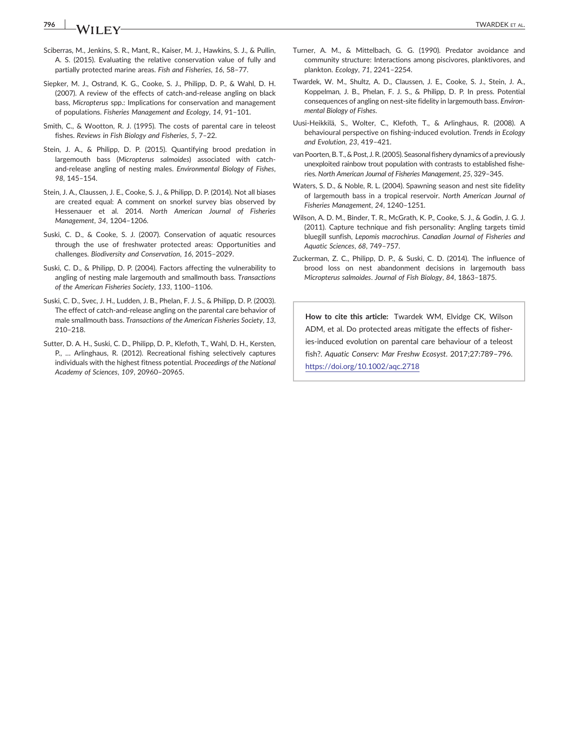Sciberras, M., Jenkins, S. R., Mant, R., Kaiser, M. J., Hawkins, S. J., & Pullin, A. S. (2015). Evaluating the relative conservation value of fully and partially protected marine areas. *Fish and Fisheries*, *16*, 58–77.

Siepker, M. J., Ostrand, K. G., Cooke, S. J., Philipp, D. P., & Wahl, D. H. (2007). A review of the effects of catch-and-release angling on black bass, *Micropterus* spp.: Implications for conservation and management of populations. *Fisheries Management and Ecology*, *14*, 91–101.

Smith, C., & Wootton, R. J. (1995). The costs of parental care in teleost fishes. *Reviews in Fish Biology and Fisheries*, *5*, 7–22.

Stein, J. A., & Philipp, D. P. (2015). Quantifying brood predation in largemouth bass (*Micropterus salmoides*) associated with catch-and-release angling of nesting males. *Environmental Biology of Fishes*, *98*, 145–154.

Stein, J. A., Claussen, J. E., Cooke, S. J., & Philipp, D. P. (2014). Not all biases are created equal: A comment on snorkel survey bias observed by Hessenauer et al. 2014. *North American Journal of Fisheries Management*, *34*, 1204–1206.

Suski, C. D., & Cooke, S. J. (2007). Conservation of aquatic resources through the use of freshwater protected areas: Opportunities and challenges. *Biodiversity and Conservation*, *16*, 2015–2029.

Suski, C. D., & Philipp, D. P. (2004). Factors affecting the vulnerability to angling of nesting male largemouth and smallmouth bass. *Transactions of the American Fisheries Society*, *133*, 1100–1106.

Suski, C. D., Svec, J. H., Ludden, J. B., Phelan, F. J. S., & Philipp, D. P. (2003). The effect of catch-and-release angling on the parental care behavior of male smallmouth bass. *Transactions of the American Fisheries Society*, *13*, 210–218.

Sutter, D. A. H., Suski, C. D., Philipp, D. P., Klefoth, T., Wahl, D. H., Kersten, P., … Arlinghaus, R. (2012). Recreational fishing selectively captures individuals with the highest fitness potential. *Proceedings of the National Academy of Sciences*, *109*, 20960–20965.

Turner, A. M., & Mittelbach, G. G. (1990). Predator avoidance and community structure: Interactions among piscivores, planktivores, and plankton. *Ecology*, *71*, 2241–2254.

Twardek, W. M., Shultz, A. D., Claussen, J. E., Cooke, S. J., Stein, J. A., Koppelman, J. B., Phelan, F. J. S., & Philipp, D. P. In press. Potential consequences of angling on nest-site fidelity in largemouth bass. *Environmental Biology of Fishes*.

Uusi-Heikkilä, S., Wolter, C., Klefoth, T., & Arlinghaus, R. (2008). A behavioural perspective on fishing-induced evolution. *Trends in Ecology and Evolution*, *23*, 419–421.

van Poorten, B. T., & Post, J. R. (2005). Seasonal fishery dynamics of a previously unexploited rainbow trout population with contrasts to established fisheries. *North American Journal of Fisheries Management*, *25*, 329–345.

Waters, S. D., & Noble, R. L. (2004). Spawning season and nest site fidelity of largemouth bass in a tropical reservoir. *North American Journal of Fisheries Management*, *24*, 1240–1251.

Wilson, A. D. M., Binder, T. R., McGrath, K. P., Cooke, S. J., & Godin, J. G. J. (2011). Capture technique and fish personality: Angling targets timid bluegill sunfish, *Lepomis macrochirus*. *Canadian Journal of Fisheries and Aquatic Sciences*, *68*, 749–757.

Zuckerman, Z. C., Philipp, D. P., & Suski, C. D. (2014). The influence of brood loss on nest abandonment decisions in largemouth bass *Micropterus salmoides*. *Journal of Fish Biology*, *84*, 1863–1875.

**How to cite this article:** Twardek WM, Elvidge CK, Wilson ADM, et al. Do protected areas mitigate the effects of fisheries-induced evolution on parental care behaviour of a teleost fish?. *Aquatic Conserv: Mar Freshw Ecosyst*. 2017;27:789–796. https://doi.org/10.1002/aqc.2718